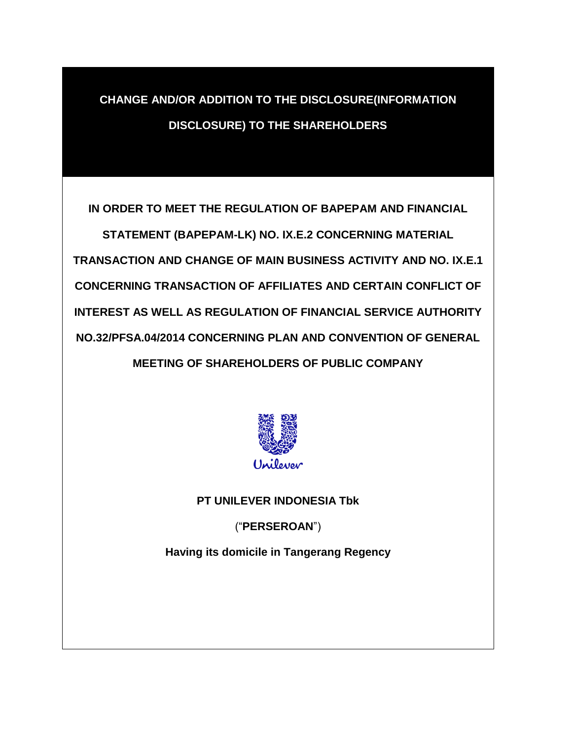# CHANGE AND/OR ADDITION TO THE DISCLOSURE(INFORMATION DISCLOSURE) TO THE SHAREHOLDERS

**IN ORDER TO MEET THE REGULATION OF BAPEPAM AND FINANCIAL STATEMENT (BAPEPAM-LK) NO. IX.E.2 CONCERNING MATERIAL TRANSACTION AND CHANGE OF MAIN BUSINESS ACTIVITY AND NO. IX.E.1 CONCERNING TRANSACTION OF AFFILIATES AND CERTAIN CONFLICT OF INTEREST AS WELL AS REGULATION OF FINANCIAL SERVICE AUTHORITY NO.32/PFSA.04/2014 CONCERNING PLAN AND CONVENTION OF GENERAL MEETING OF SHAREHOLDERS OF PUBLIC COMPANY**

**PT UNILEVER INDONESIA Tbk**

(“**PERSEROAN**”)

**Having its domicile in Tangerang Regency**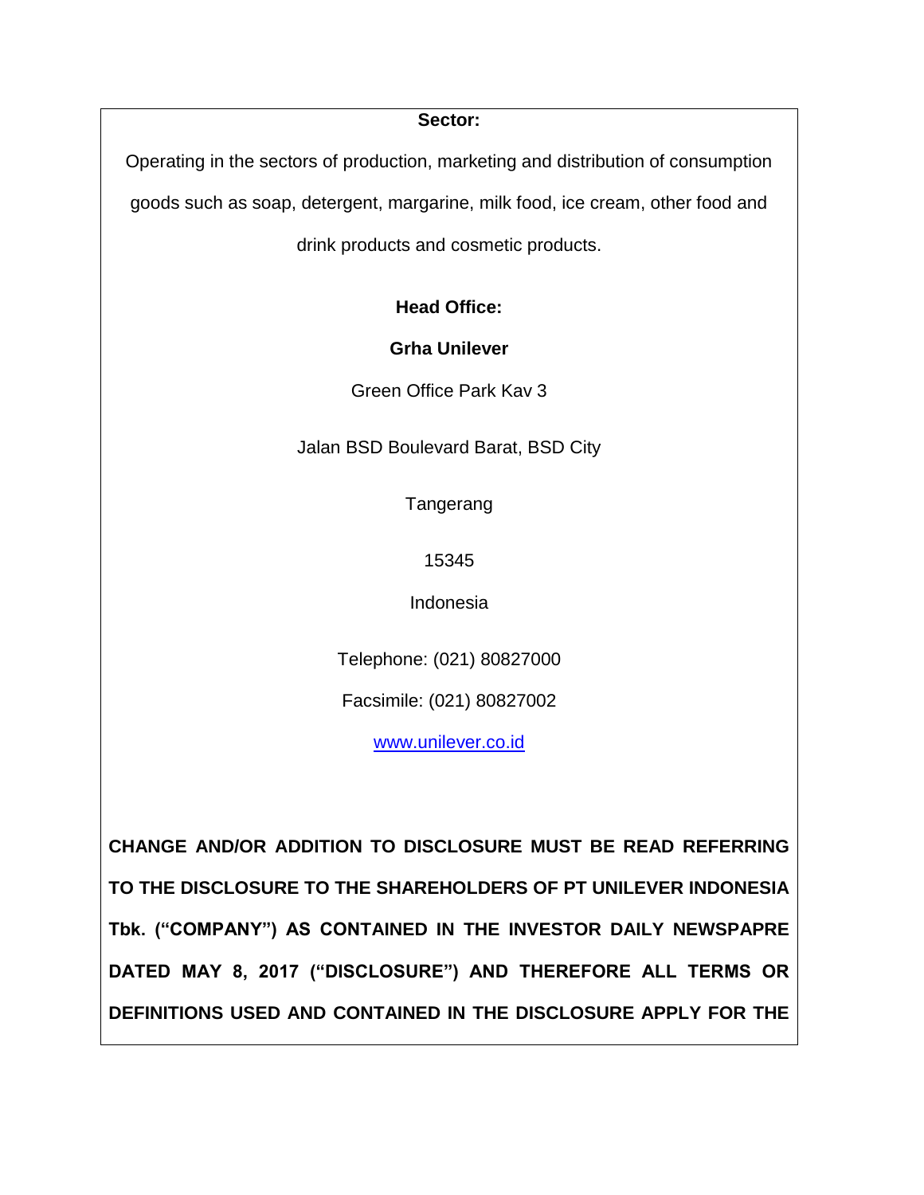**Sector:**

Operating in the sectors of production, marketing and distribution of consumption goods such as soap, detergent, margarine, milk food, ice cream, other food and drink products and cosmetic products.

**Head Office:**

**Grha Unilever**

Green Office Park Kav 3

Jalan BSD Boulevard Barat, BSD City

Tangerang

15345

Indonesia

Telephone: (021) 80827000

Facsimile: (021) 80827002

www.unilever.co.id

**CHANGE AND/OR ADDITION TO DISCLOSURE MUST BE READ REFERRING TO THE DISCLOSURE TO THE SHAREHOLDERS OF PT UNILEVER INDONESIA Tbk. ("COMPANY") AS CONTAINED IN THE INVESTOR DAILY NEWSPAPRE DATED MAY 8, 2017 ("DISCLOSURE") AND THEREFORE ALL TERMS OR DEFINITIONS USED AND CONTAINED IN THE DISCLOSURE APPLY FOR THE**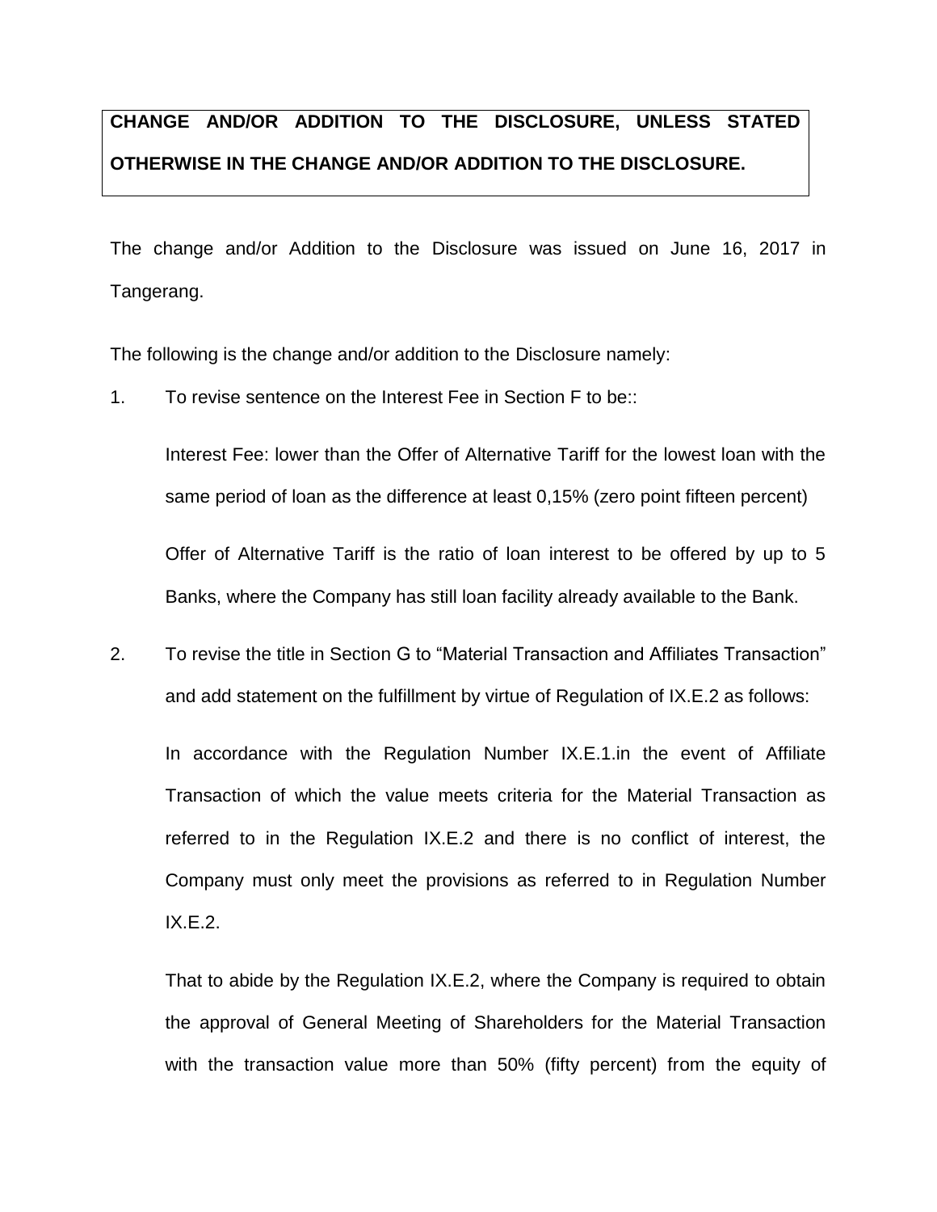**CHANGE AND/OR ADDITION TO THE DISCLOSURE, UNLESS STATED OTHERWISE IN THE CHANGE AND/OR ADDITION TO THE DISCLOSURE.**

The change and/or Addition to the Disclosure was issued on June 16, 2017 in Tangerang.

The following is the change and/or addition to the Disclosure namely:

1. To revise sentence on the Interest Fee in Section F to be::

   Interest Fee: lower than the Offer of Alternative Tariff for the lowest loan with the same period of loan as the difference at least 0,15% (zero point fifteen percent)

   Offer of Alternative Tariff is the ratio of loan interest to be offered by up to 5 Banks, where the Company has still loan facility already available to the Bank.

2. To revise the title in Section G to "Material Transaction and Affiliates Transaction" and add statement on the fulfillment by virtue of Regulation of IX.E.2 as follows:

   In accordance with the Regulation Number IX.E.1.in the event of Affiliate Transaction of which the value meets criteria for the Material Transaction as referred to in the Regulation IX.E.2 and there is no conflict of interest, the Company must only meet the provisions as referred to in Regulation Number IX.E.2.

   That to abide by the Regulation IX.E.2, where the Company is required to obtain the approval of General Meeting of Shareholders for the Material Transaction with the transaction value more than 50% (fifty percent) from the equity of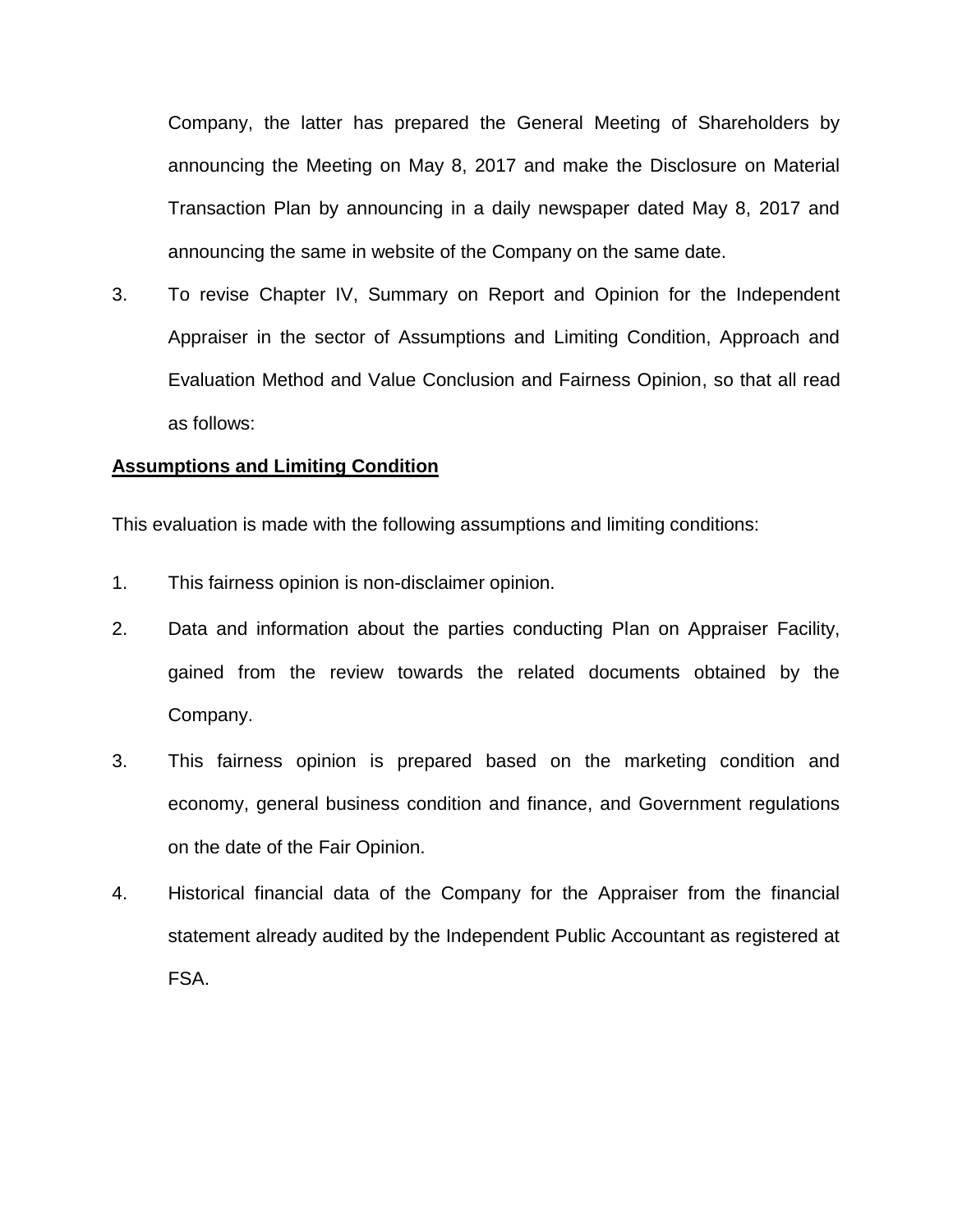Company, the latter has prepared the General Meeting of Shareholders by announcing the Meeting on May 8, 2017 and make the Disclosure on Material Transaction Plan by announcing in a daily newspaper dated May 8, 2017 and announcing the same in website of the Company on the same date.

3. To revise Chapter IV, Summary on Report and Opinion for the Independent Appraiser in the sector of Assumptions and Limiting Condition, Approach and Evaluation Method and Value Conclusion and Fairness Opinion, so that all read as follows:

**Assumptions and Limiting Condition**

This evaluation is made with the following assumptions and limiting conditions:

1. This fairness opinion is non-disclaimer opinion.
2. Data and information about the parties conducting Plan on Appraiser Facility, gained from the review towards the related documents obtained by the Company.
3. This fairness opinion is prepared based on the marketing condition and economy, general business condition and finance, and Government regulations on the date of the Fair Opinion.
4. Historical financial data of the Company for the Appraiser from the financial statement already audited by the Independent Public Accountant as registered at FSA.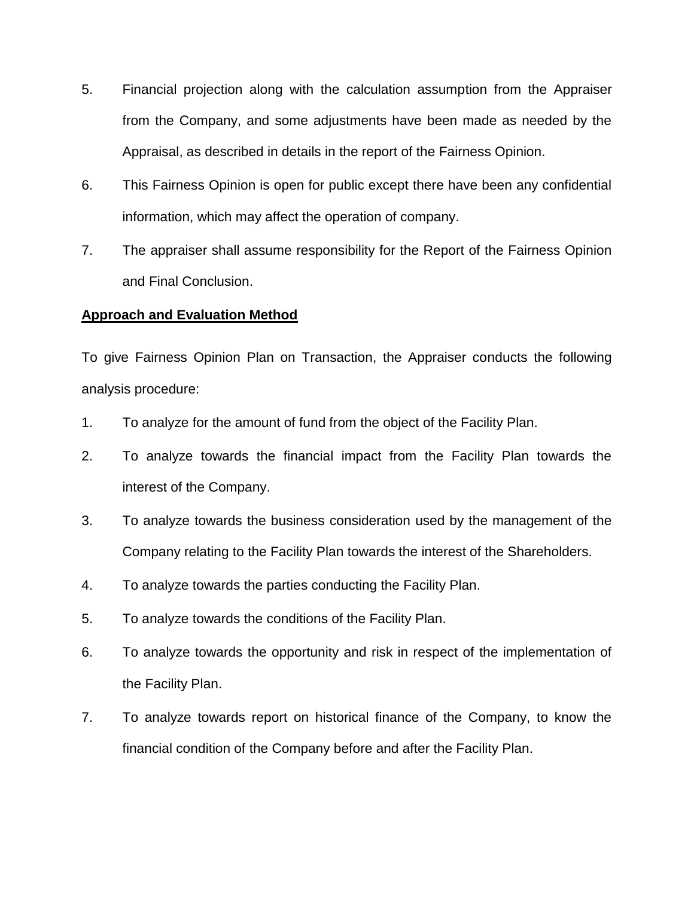5. Financial projection along with the calculation assumption from the Appraiser from the Company, and some adjustments have been made as needed by the Appraisal, as described in details in the report of the Fairness Opinion.
6. This Fairness Opinion is open for public except there have been any confidential information, which may affect the operation of company.
7. The appraiser shall assume responsibility for the Report of the Fairness Opinion and Final Conclusion.

**Approach and Evaluation Method**

To give Fairness Opinion Plan on Transaction, the Appraiser conducts the following analysis procedure:

1. To analyze for the amount of fund from the object of the Facility Plan.
2. To analyze towards the financial impact from the Facility Plan towards the interest of the Company.
3. To analyze towards the business consideration used by the management of the Company relating to the Facility Plan towards the interest of the Shareholders.
4. To analyze towards the parties conducting the Facility Plan.
5. To analyze towards the conditions of the Facility Plan.
6. To analyze towards the opportunity and risk in respect of the implementation of the Facility Plan.
7. To analyze towards report on historical finance of the Company, to know the financial condition of the Company before and after the Facility Plan.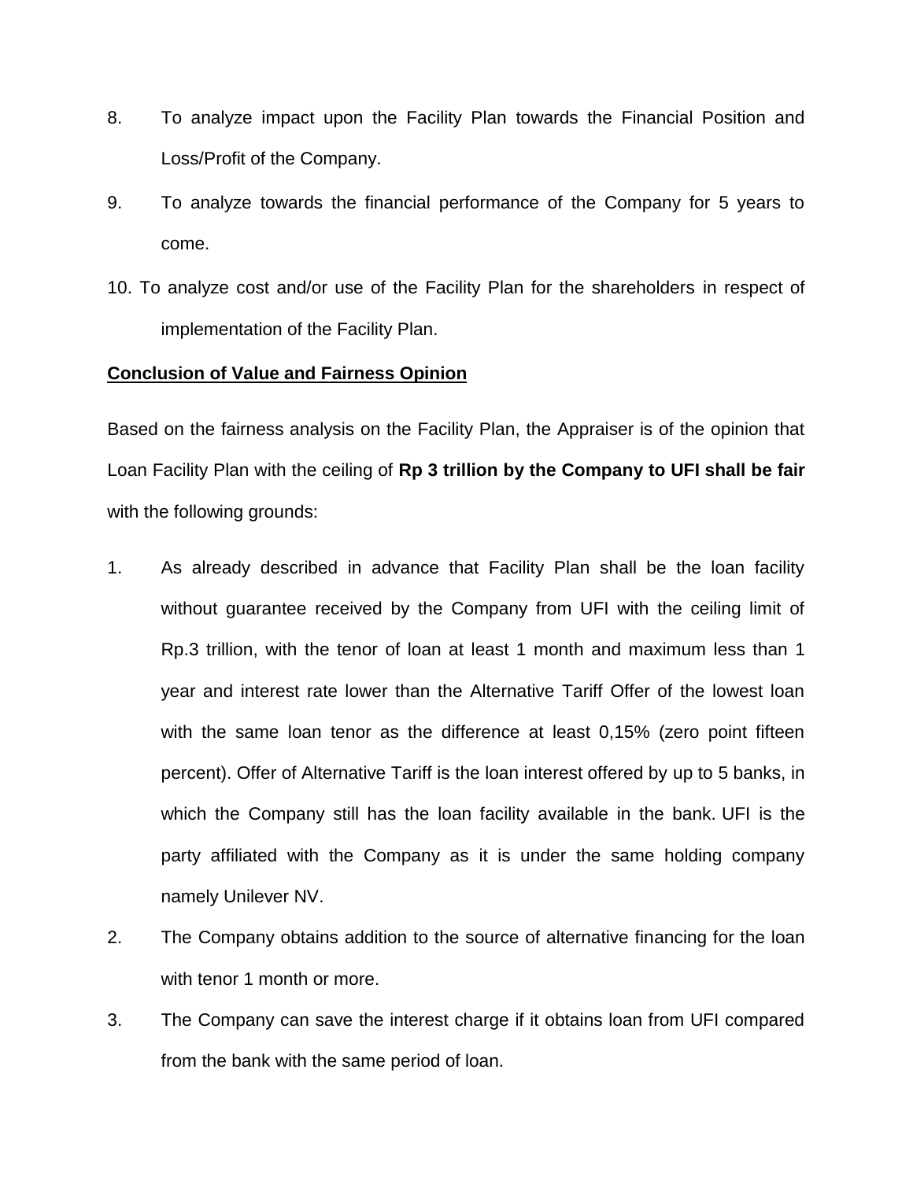8. To analyze impact upon the Facility Plan towards the Financial Position and Loss/Profit of the Company.
9. To analyze towards the financial performance of the Company for 5 years to come.
10. To analyze cost and/or use of the Facility Plan for the shareholders in respect of implementation of the Facility Plan.

**Conclusion of Value and Fairness Opinion**

Based on the fairness analysis on the Facility Plan, the Appraiser is of the opinion that Loan Facility Plan with the ceiling of **Rp 3 trillion by the Company to UFI shall be fair** with the following grounds:

1. As already described in advance that Facility Plan shall be the loan facility without guarantee received by the Company from UFI with the ceiling limit of Rp.3 trillion, with the tenor of loan at least 1 month and maximum less than 1 year and interest rate lower than the Alternative Tariff Offer of the lowest loan with the same loan tenor as the difference at least 0,15% (zero point fifteen percent). Offer of Alternative Tariff is the loan interest offered by up to 5 banks, in which the Company still has the loan facility available in the bank. UFI is the party affiliated with the Company as it is under the same holding company namely Unilever NV.
2. The Company obtains addition to the source of alternative financing for the loan with tenor 1 month or more.
3. The Company can save the interest charge if it obtains loan from UFI compared from the bank with the same period of loan.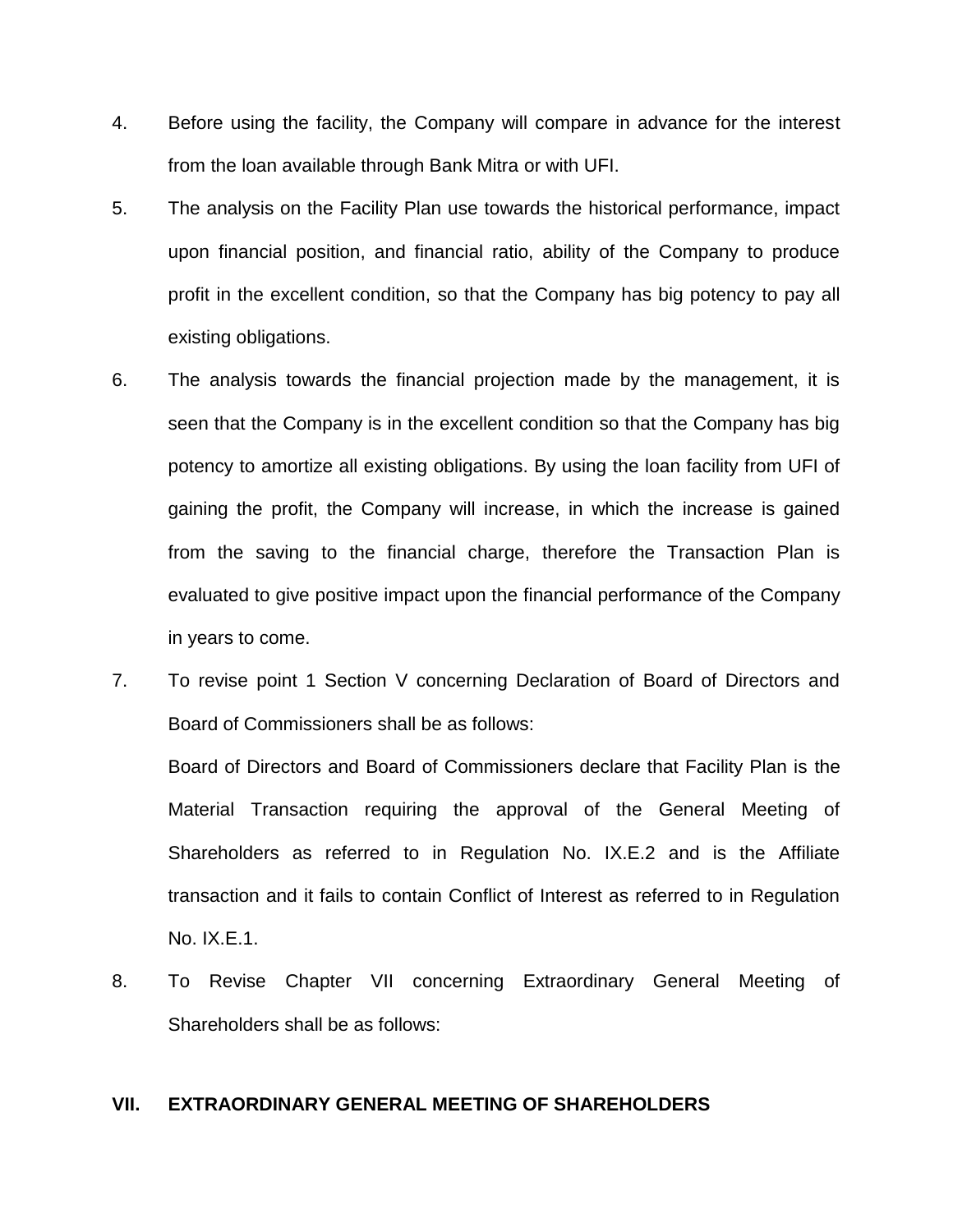4. Before using the facility, the Company will compare in advance for the interest from the loan available through Bank Mitra or with UFI.

5. The analysis on the Facility Plan use towards the historical performance, impact upon financial position, and financial ratio, ability of the Company to produce profit in the excellent condition, so that the Company has big potency to pay all existing obligations.

6. The analysis towards the financial projection made by the management, it is seen that the Company is in the excellent condition so that the Company has big potency to amortize all existing obligations. By using the loan facility from UFI of gaining the profit, the Company will increase, in which the increase is gained from the saving to the financial charge, therefore the Transaction Plan is evaluated to give positive impact upon the financial performance of the Company in years to come.

7. To revise point 1 Section V concerning Declaration of Board of Directors and Board of Commissioners shall be as follows:

   Board of Directors and Board of Commissioners declare that Facility Plan is the Material Transaction requiring the approval of the General Meeting of Shareholders as referred to in Regulation No. IX.E.2 and is the Affiliate transaction and it fails to contain Conflict of Interest as referred to in Regulation No. IX.E.1.

8. To Revise Chapter VII concerning Extraordinary General Meeting of Shareholders shall be as follows:

## VII. EXTRAORDINARY GENERAL MEETING OF SHAREHOLDERS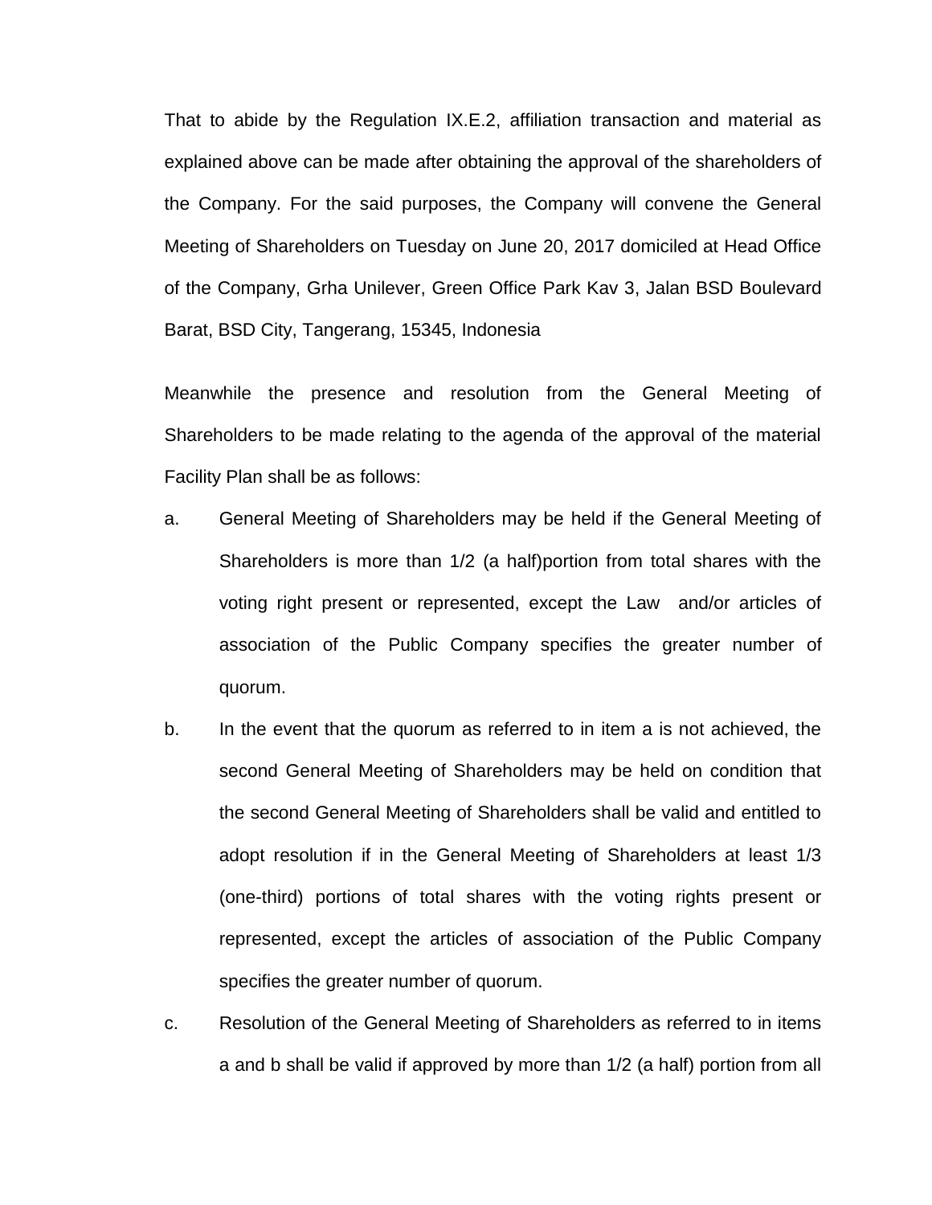That to abide by the Regulation IX.E.2, affiliation transaction and material as explained above can be made after obtaining the approval of the shareholders of the Company. For the said purposes, the Company will convene the General Meeting of Shareholders on Tuesday on June 20, 2017 domiciled at Head Office of the Company, Grha Unilever, Green Office Park Kav 3, Jalan BSD Boulevard Barat, BSD City, Tangerang, 15345, Indonesia

Meanwhile the presence and resolution from the General Meeting of Shareholders to be made relating to the agenda of the approval of the material Facility Plan shall be as follows:

a. General Meeting of Shareholders may be held if the General Meeting of Shareholders is more than 1/2 (a half)portion from total shares with the voting right present or represented, except the Law and/or articles of association of the Public Company specifies the greater number of quorum.

b. In the event that the quorum as referred to in item a is not achieved, the second General Meeting of Shareholders may be held on condition that the second General Meeting of Shareholders shall be valid and entitled to adopt resolution if in the General Meeting of Shareholders at least 1/3 (one-third) portions of total shares with the voting rights present or represented, except the articles of association of the Public Company specifies the greater number of quorum.

c. Resolution of the General Meeting of Shareholders as referred to in items a and b shall be valid if approved by more than 1/2 (a half) portion from all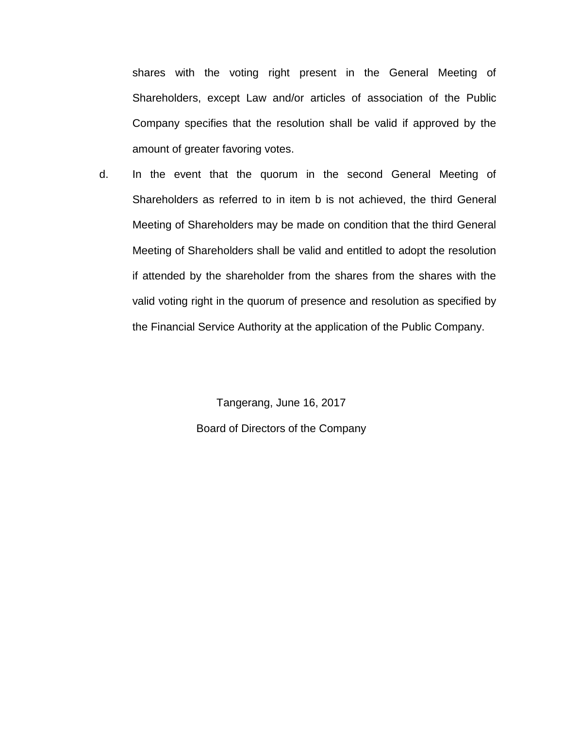shares with the voting right present in the General Meeting of Shareholders, except Law and/or articles of association of the Public Company specifies that the resolution shall be valid if approved by the amount of greater favoring votes.

d. In the event that the quorum in the second General Meeting of Shareholders as referred to in item b is not achieved, the third General Meeting of Shareholders may be made on condition that the third General Meeting of Shareholders shall be valid and entitled to adopt the resolution if attended by the shareholder from the shares from the shares with the valid voting right in the quorum of presence and resolution as specified by the Financial Service Authority at the application of the Public Company.

Tangerang, June 16, 2017

Board of Directors of the Company